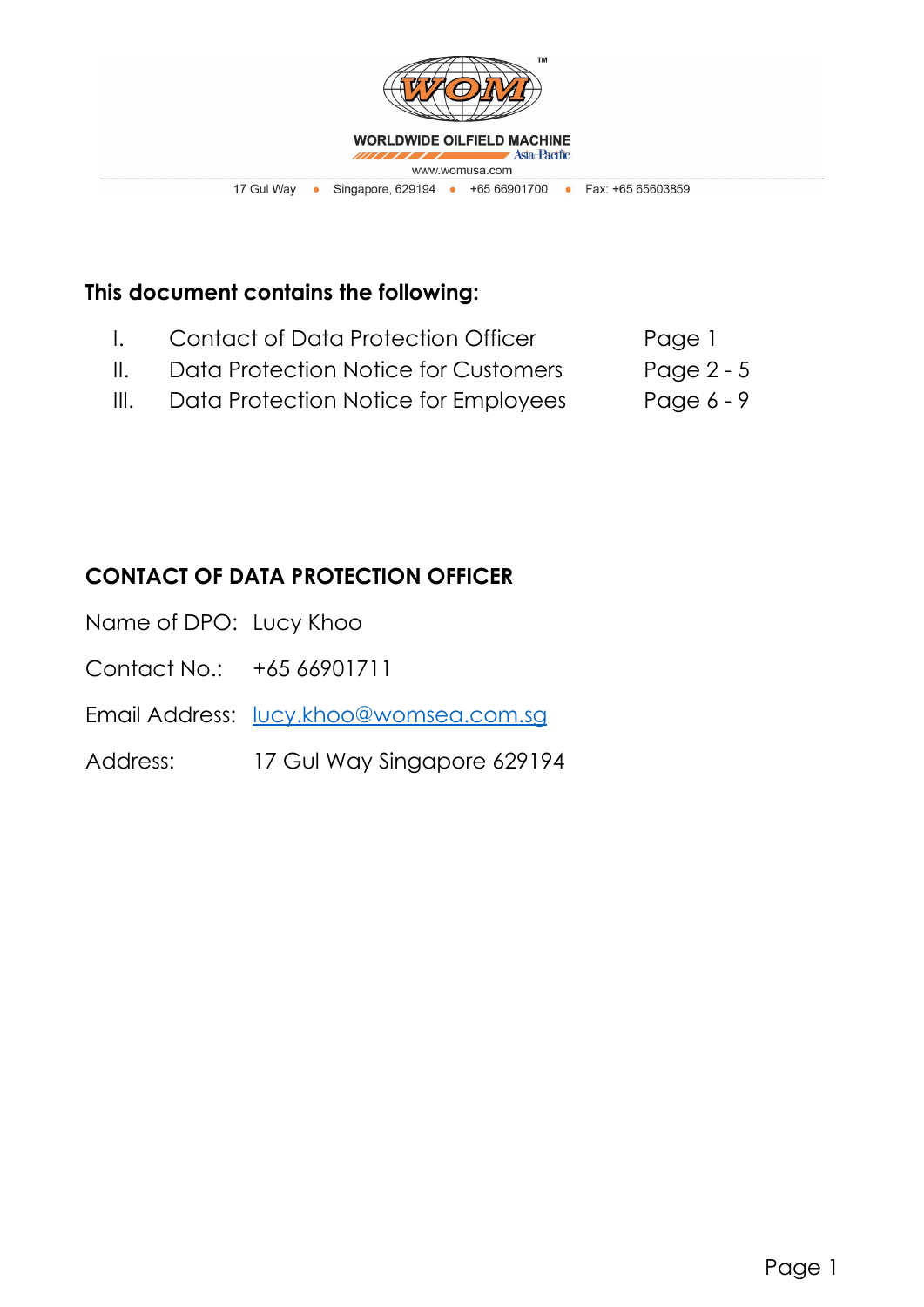WORLDWIDE OILFIELD MACHINE
Asia Pacific
www.womusa.com

17 Gul Way • Singapore, 629194 • +65 66901700 • Fax: +65 65603859

**This document contains the following:**

| | | |
|---|---|---|
| I. | Contact of Data Protection Officer | Page 1 |
| II. | Data Protection Notice for Customers | Page 2 - 5 |
| III. | Data Protection Notice for Employees | Page 6 - 9 |

## CONTACT OF DATA PROTECTION OFFICER

Name of DPO: Lucy Khoo

Contact No.: +65 66901711

Email Address: lucy.khoo@womsea.com.sg

Address: 17 Gul Way Singapore 629194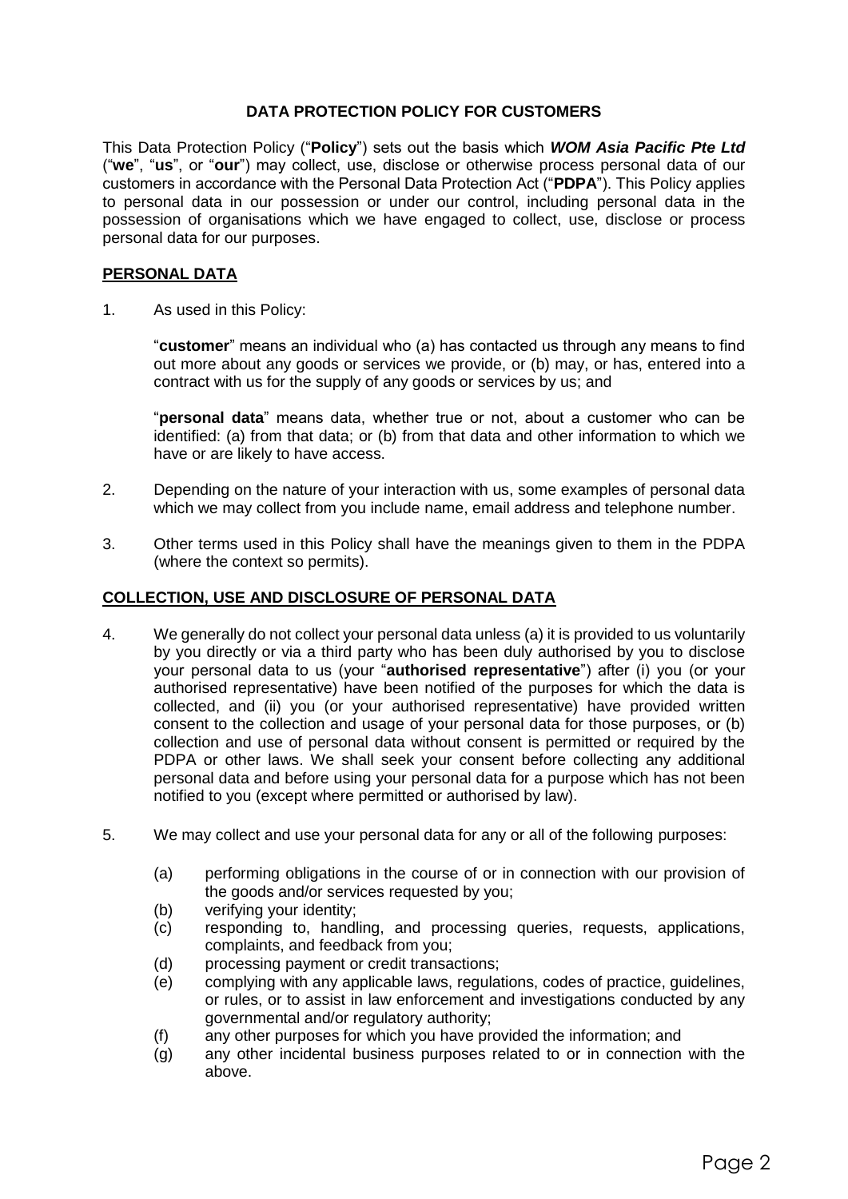## DATA PROTECTION POLICY FOR CUSTOMERS

This Data Protection Policy ("**Policy**") sets out the basis which ***WOM Asia Pacific Pte Ltd*** ("**we**", "**us**", or "**our**") may collect, use, disclose or otherwise process personal data of our customers in accordance with the Personal Data Protection Act ("**PDPA**"). This Policy applies to personal data in our possession or under our control, including personal data in the possession of organisations which we have engaged to collect, use, disclose or process personal data for our purposes.

### PERSONAL DATA

1. As used in this Policy:

   "**customer**" means an individual who (a) has contacted us through any means to find out more about any goods or services we provide, or (b) may, or has, entered into a contract with us for the supply of any goods or services by us; and

   "**personal data**" means data, whether true or not, about a customer who can be identified: (a) from that data; or (b) from that data and other information to which we have or are likely to have access.

2. Depending on the nature of your interaction with us, some examples of personal data which we may collect from you include name, email address and telephone number.

3. Other terms used in this Policy shall have the meanings given to them in the PDPA (where the context so permits).

### COLLECTION, USE AND DISCLOSURE OF PERSONAL DATA

4. We generally do not collect your personal data unless (a) it is provided to us voluntarily by you directly or via a third party who has been duly authorised by you to disclose your personal data to us (your "**authorised representative**") after (i) you (or your authorised representative) have been notified of the purposes for which the data is collected, and (ii) you (or your authorised representative) have provided written consent to the collection and usage of your personal data for those purposes, or (b) collection and use of personal data without consent is permitted or required by the PDPA or other laws. We shall seek your consent before collecting any additional personal data and before using your personal data for a purpose which has not been notified to you (except where permitted or authorised by law).

5. We may collect and use your personal data for any or all of the following purposes:

   (a) performing obligations in the course of or in connection with our provision of the goods and/or services requested by you;
   (b) verifying your identity;
   (c) responding to, handling, and processing queries, requests, applications, complaints, and feedback from you;
   (d) processing payment or credit transactions;
   (e) complying with any applicable laws, regulations, codes of practice, guidelines, or rules, or to assist in law enforcement and investigations conducted by any governmental and/or regulatory authority;
   (f) any other purposes for which you have provided the information; and
   (g) any other incidental business purposes related to or in connection with the above.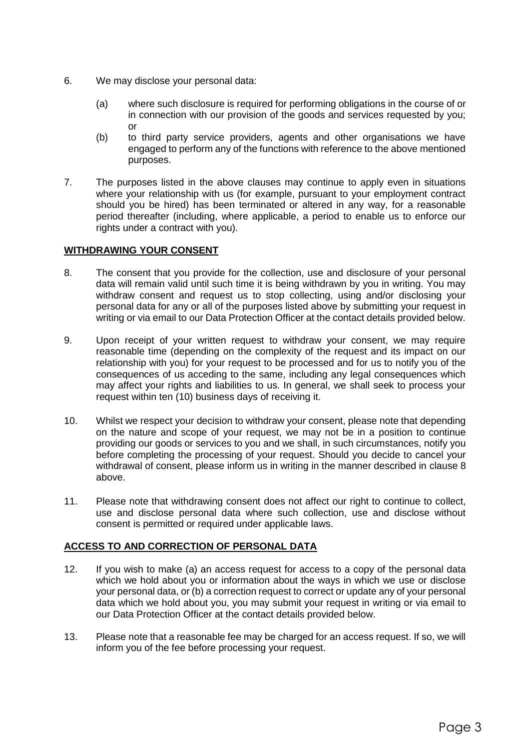6. We may disclose your personal data:

   (a) where such disclosure is required for performing obligations in the course of or in connection with our provision of the goods and services requested by you; or

   (b) to third party service providers, agents and other organisations we have engaged to perform any of the functions with reference to the above mentioned purposes.

7. The purposes listed in the above clauses may continue to apply even in situations where your relationship with us (for example, pursuant to your employment contract should you be hired) has been terminated or altered in any way, for a reasonable period thereafter (including, where applicable, a period to enable us to enforce our rights under a contract with you).

## WITHDRAWING YOUR CONSENT

8. The consent that you provide for the collection, use and disclosure of your personal data will remain valid until such time it is being withdrawn by you in writing. You may withdraw consent and request us to stop collecting, using and/or disclosing your personal data for any or all of the purposes listed above by submitting your request in writing or via email to our Data Protection Officer at the contact details provided below.

9. Upon receipt of your written request to withdraw your consent, we may require reasonable time (depending on the complexity of the request and its impact on our relationship with you) for your request to be processed and for us to notify you of the consequences of us acceding to the same, including any legal consequences which may affect your rights and liabilities to us. In general, we shall seek to process your request within ten (10) business days of receiving it.

10. Whilst we respect your decision to withdraw your consent, please note that depending on the nature and scope of your request, we may not be in a position to continue providing our goods or services to you and we shall, in such circumstances, notify you before completing the processing of your request. Should you decide to cancel your withdrawal of consent, please inform us in writing in the manner described in clause 8 above.

11. Please note that withdrawing consent does not affect our right to continue to collect, use and disclose personal data where such collection, use and disclose without consent is permitted or required under applicable laws.

## ACCESS TO AND CORRECTION OF PERSONAL DATA

12. If you wish to make (a) an access request for access to a copy of the personal data which we hold about you or information about the ways in which we use or disclose your personal data, or (b) a correction request to correct or update any of your personal data which we hold about you, you may submit your request in writing or via email to our Data Protection Officer at the contact details provided below.

13. Please note that a reasonable fee may be charged for an access request. If so, we will inform you of the fee before processing your request.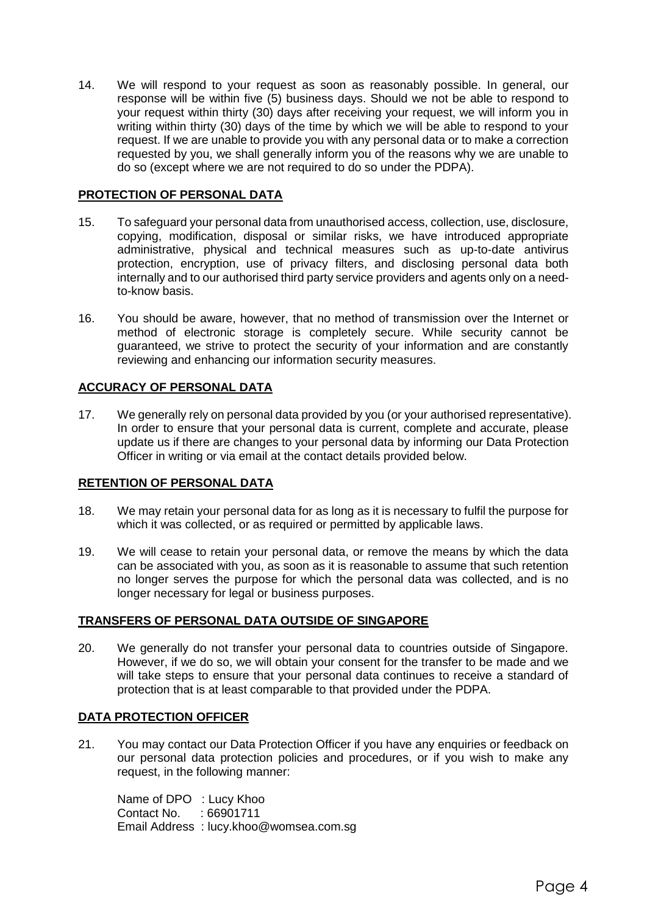14. We will respond to your request as soon as reasonably possible. In general, our response will be within five (5) business days. Should we not be able to respond to your request within thirty (30) days after receiving your request, we will inform you in writing within thirty (30) days of the time by which we will be able to respond to your request. If we are unable to provide you with any personal data or to make a correction requested by you, we shall generally inform you of the reasons why we are unable to do so (except where we are not required to do so under the PDPA).

## PROTECTION OF PERSONAL DATA

15. To safeguard your personal data from unauthorised access, collection, use, disclosure, copying, modification, disposal or similar risks, we have introduced appropriate administrative, physical and technical measures such as up-to-date antivirus protection, encryption, use of privacy filters, and disclosing personal data both internally and to our authorised third party service providers and agents only on a need-to-know basis.

16. You should be aware, however, that no method of transmission over the Internet or method of electronic storage is completely secure. While security cannot be guaranteed, we strive to protect the security of your information and are constantly reviewing and enhancing our information security measures.

## ACCURACY OF PERSONAL DATA

17. We generally rely on personal data provided by you (or your authorised representative). In order to ensure that your personal data is current, complete and accurate, please update us if there are changes to your personal data by informing our Data Protection Officer in writing or via email at the contact details provided below.

## RETENTION OF PERSONAL DATA

18. We may retain your personal data for as long as it is necessary to fulfil the purpose for which it was collected, or as required or permitted by applicable laws.

19. We will cease to retain your personal data, or remove the means by which the data can be associated with you, as soon as it is reasonable to assume that such retention no longer serves the purpose for which the personal data was collected, and is no longer necessary for legal or business purposes.

## TRANSFERS OF PERSONAL DATA OUTSIDE OF SINGAPORE

20. We generally do not transfer your personal data to countries outside of Singapore. However, if we do so, we will obtain your consent for the transfer to be made and we will take steps to ensure that your personal data continues to receive a standard of protection that is at least comparable to that provided under the PDPA.

## DATA PROTECTION OFFICER

21. You may contact our Data Protection Officer if you have any enquiries or feedback on our personal data protection policies and procedures, or if you wish to make any request, in the following manner:

    Name of DPO : Lucy Khoo
    Contact No. : 66901711
    Email Address : lucy.khoo@womsea.com.sg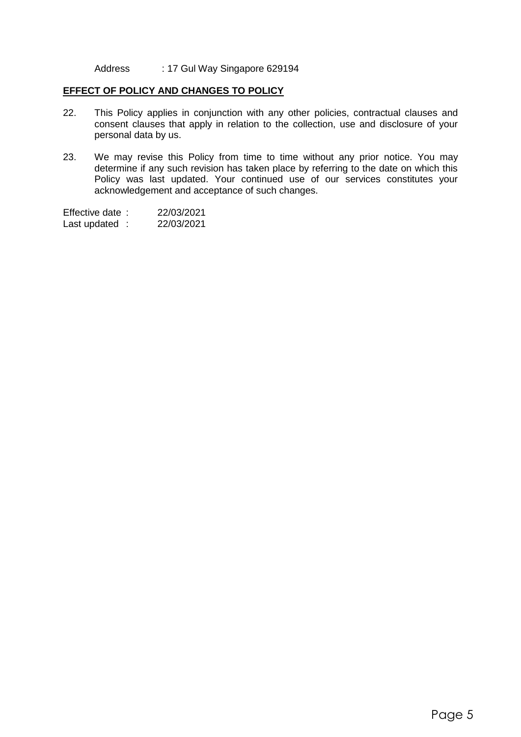Address : 17 Gul Way Singapore 629194

**EFFECT OF POLICY AND CHANGES TO POLICY**

22. This Policy applies in conjunction with any other policies, contractual clauses and consent clauses that apply in relation to the collection, use and disclosure of your personal data by us.

23. We may revise this Policy from time to time without any prior notice. You may determine if any such revision has taken place by referring to the date on which this Policy was last updated. Your continued use of our services constitutes your acknowledgement and acceptance of such changes.

Effective date : 22/03/2021
Last updated : 22/03/2021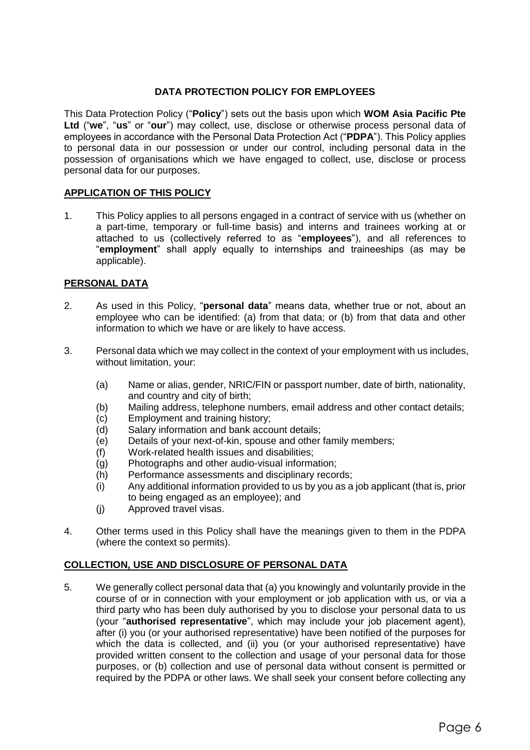## DATA PROTECTION POLICY FOR EMPLOYEES

This Data Protection Policy ("**Policy**") sets out the basis upon which **WOM Asia Pacific Pte Ltd** ("**we**", "**us**" or "**our**") may collect, use, disclose or otherwise process personal data of employees in accordance with the Personal Data Protection Act ("**PDPA**"). This Policy applies to personal data in our possession or under our control, including personal data in the possession of organisations which we have engaged to collect, use, disclose or process personal data for our purposes.

### APPLICATION OF THIS POLICY

1. This Policy applies to all persons engaged in a contract of service with us (whether on a part-time, temporary or full-time basis) and interns and trainees working at or attached to us (collectively referred to as "**employees**"), and all references to "**employment**" shall apply equally to internships and traineeships (as may be applicable).

### PERSONAL DATA

2. As used in this Policy, "**personal data**" means data, whether true or not, about an employee who can be identified: (a) from that data; or (b) from that data and other information to which we have or are likely to have access.

3. Personal data which we may collect in the context of your employment with us includes, without limitation, your:

   (a) Name or alias, gender, NRIC/FIN or passport number, date of birth, nationality, and country and city of birth;
   (b) Mailing address, telephone numbers, email address and other contact details;
   (c) Employment and training history;
   (d) Salary information and bank account details;
   (e) Details of your next-of-kin, spouse and other family members;
   (f) Work-related health issues and disabilities;
   (g) Photographs and other audio-visual information;
   (h) Performance assessments and disciplinary records;
   (i) Any additional information provided to us by you as a job applicant (that is, prior to being engaged as an employee); and
   (j) Approved travel visas.

4. Other terms used in this Policy shall have the meanings given to them in the PDPA (where the context so permits).

### COLLECTION, USE AND DISCLOSURE OF PERSONAL DATA

5. We generally collect personal data that (a) you knowingly and voluntarily provide in the course of or in connection with your employment or job application with us, or via a third party who has been duly authorised by you to disclose your personal data to us (your "**authorised representative**", which may include your job placement agent), after (i) you (or your authorised representative) have been notified of the purposes for which the data is collected, and (ii) you (or your authorised representative) have provided written consent to the collection and usage of your personal data for those purposes, or (b) collection and use of personal data without consent is permitted or required by the PDPA or other laws. We shall seek your consent before collecting any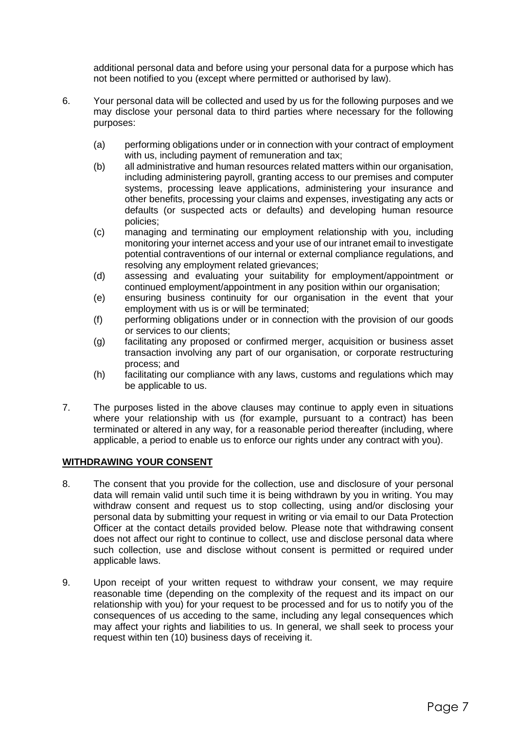additional personal data and before using your personal data for a purpose which has not been notified to you (except where permitted or authorised by law).

6. Your personal data will be collected and used by us for the following purposes and we may disclose your personal data to third parties where necessary for the following purposes:

   (a) performing obligations under or in connection with your contract of employment with us, including payment of remuneration and tax;
   (b) all administrative and human resources related matters within our organisation, including administering payroll, granting access to our premises and computer systems, processing leave applications, administering your insurance and other benefits, processing your claims and expenses, investigating any acts or defaults (or suspected acts or defaults) and developing human resource policies;
   (c) managing and terminating our employment relationship with you, including monitoring your internet access and your use of our intranet email to investigate potential contraventions of our internal or external compliance regulations, and resolving any employment related grievances;
   (d) assessing and evaluating your suitability for employment/appointment or continued employment/appointment in any position within our organisation;
   (e) ensuring business continuity for our organisation in the event that your employment with us is or will be terminated;
   (f) performing obligations under or in connection with the provision of our goods or services to our clients;
   (g) facilitating any proposed or confirmed merger, acquisition or business asset transaction involving any part of our organisation, or corporate restructuring process; and
   (h) facilitating our compliance with any laws, customs and regulations which may be applicable to us.

7. The purposes listed in the above clauses may continue to apply even in situations where your relationship with us (for example, pursuant to a contract) has been terminated or altered in any way, for a reasonable period thereafter (including, where applicable, a period to enable us to enforce our rights under any contract with you).

**WITHDRAWING YOUR CONSENT**

8. The consent that you provide for the collection, use and disclosure of your personal data will remain valid until such time it is being withdrawn by you in writing. You may withdraw consent and request us to stop collecting, using and/or disclosing your personal data by submitting your request in writing or via email to our Data Protection Officer at the contact details provided below. Please note that withdrawing consent does not affect our right to continue to collect, use and disclose personal data where such collection, use and disclose without consent is permitted or required under applicable laws.

9. Upon receipt of your written request to withdraw your consent, we may require reasonable time (depending on the complexity of the request and its impact on our relationship with you) for your request to be processed and for us to notify you of the consequences of us acceding to the same, including any legal consequences which may affect your rights and liabilities to us. In general, we shall seek to process your request within ten (10) business days of receiving it.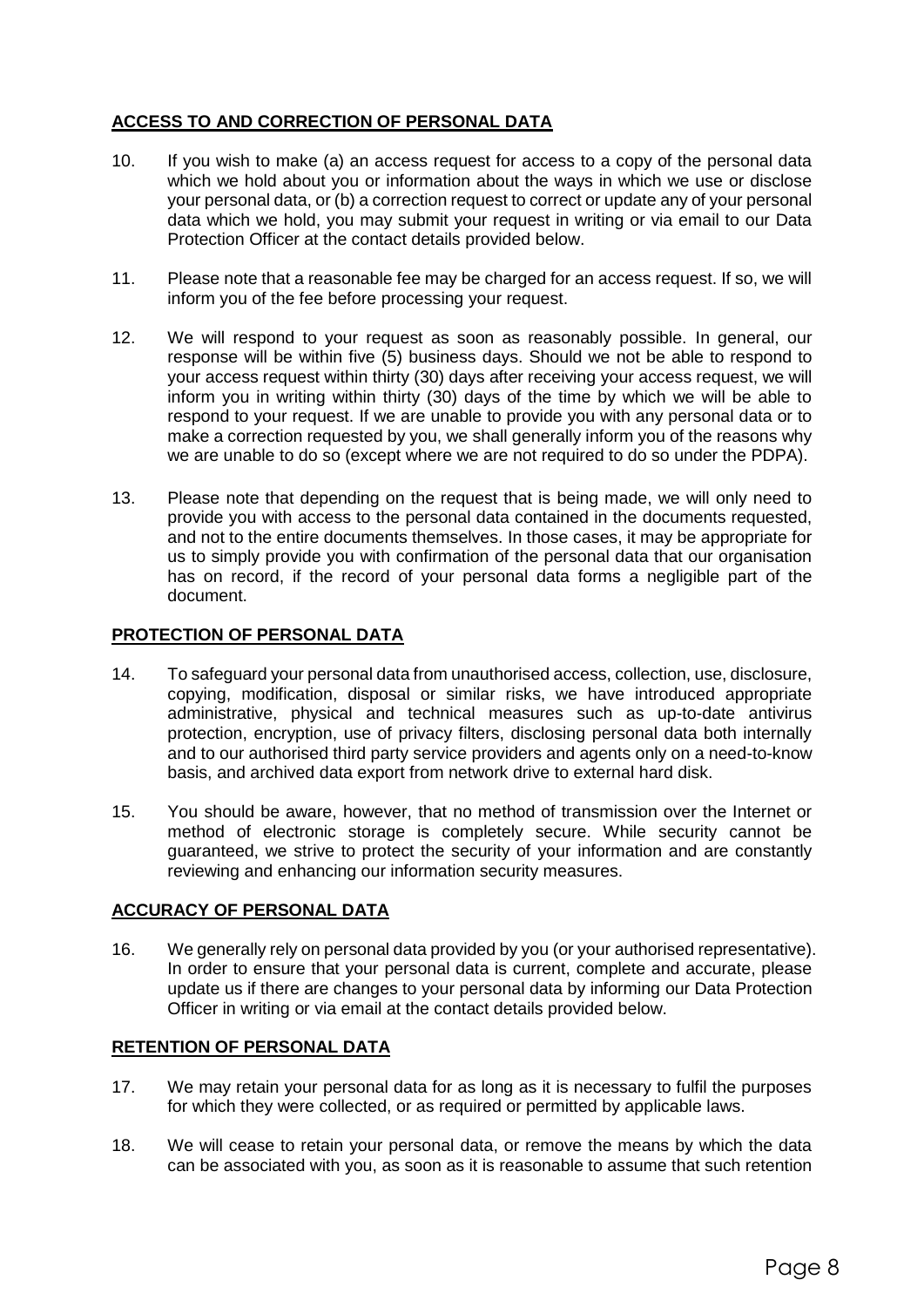**ACCESS TO AND CORRECTION OF PERSONAL DATA**

10. If you wish to make (a) an access request for access to a copy of the personal data which we hold about you or information about the ways in which we use or disclose your personal data, or (b) a correction request to correct or update any of your personal data which we hold, you may submit your request in writing or via email to our Data Protection Officer at the contact details provided below.

11. Please note that a reasonable fee may be charged for an access request. If so, we will inform you of the fee before processing your request.

12. We will respond to your request as soon as reasonably possible. In general, our response will be within five (5) business days. Should we not be able to respond to your access request within thirty (30) days after receiving your access request, we will inform you in writing within thirty (30) days of the time by which we will be able to respond to your request. If we are unable to provide you with any personal data or to make a correction requested by you, we shall generally inform you of the reasons why we are unable to do so (except where we are not required to do so under the PDPA).

13. Please note that depending on the request that is being made, we will only need to provide you with access to the personal data contained in the documents requested, and not to the entire documents themselves. In those cases, it may be appropriate for us to simply provide you with confirmation of the personal data that our organisation has on record, if the record of your personal data forms a negligible part of the document.

**PROTECTION OF PERSONAL DATA**

14. To safeguard your personal data from unauthorised access, collection, use, disclosure, copying, modification, disposal or similar risks, we have introduced appropriate administrative, physical and technical measures such as up-to-date antivirus protection, encryption, use of privacy filters, disclosing personal data both internally and to our authorised third party service providers and agents only on a need-to-know basis, and archived data export from network drive to external hard disk.

15. You should be aware, however, that no method of transmission over the Internet or method of electronic storage is completely secure. While security cannot be guaranteed, we strive to protect the security of your information and are constantly reviewing and enhancing our information security measures.

**ACCURACY OF PERSONAL DATA**

16. We generally rely on personal data provided by you (or your authorised representative). In order to ensure that your personal data is current, complete and accurate, please update us if there are changes to your personal data by informing our Data Protection Officer in writing or via email at the contact details provided below.

**RETENTION OF PERSONAL DATA**

17. We may retain your personal data for as long as it is necessary to fulfil the purposes for which they were collected, or as required or permitted by applicable laws.

18. We will cease to retain your personal data, or remove the means by which the data can be associated with you, as soon as it is reasonable to assume that such retention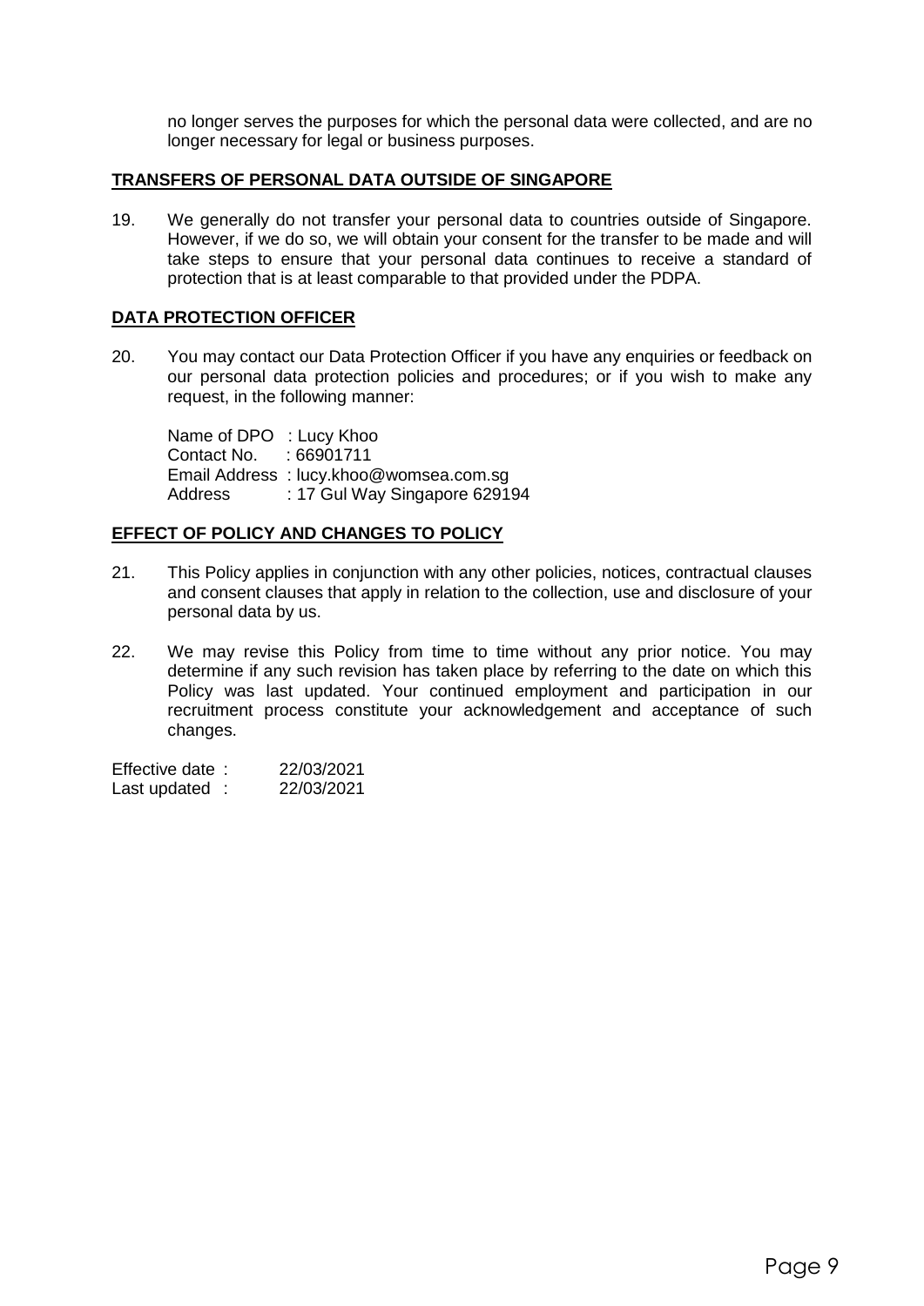no longer serves the purposes for which the personal data were collected, and are no longer necessary for legal or business purposes.

## TRANSFERS OF PERSONAL DATA OUTSIDE OF SINGAPORE

19. We generally do not transfer your personal data to countries outside of Singapore. However, if we do so, we will obtain your consent for the transfer to be made and will take steps to ensure that your personal data continues to receive a standard of protection that is at least comparable to that provided under the PDPA.

## DATA PROTECTION OFFICER

20. You may contact our Data Protection Officer if you have any enquiries or feedback on our personal data protection policies and procedures; or if you wish to make any request, in the following manner:

    Name of DPO : Lucy Khoo
    Contact No. : 66901711
    Email Address : lucy.khoo@womsea.com.sg
    Address : 17 Gul Way Singapore 629194

## EFFECT OF POLICY AND CHANGES TO POLICY

21. This Policy applies in conjunction with any other policies, notices, contractual clauses and consent clauses that apply in relation to the collection, use and disclosure of your personal data by us.

22. We may revise this Policy from time to time without any prior notice. You may determine if any such revision has taken place by referring to the date on which this Policy was last updated. Your continued employment and participation in our recruitment process constitute your acknowledgement and acceptance of such changes.

Effective date : 22/03/2021
Last updated : 22/03/2021